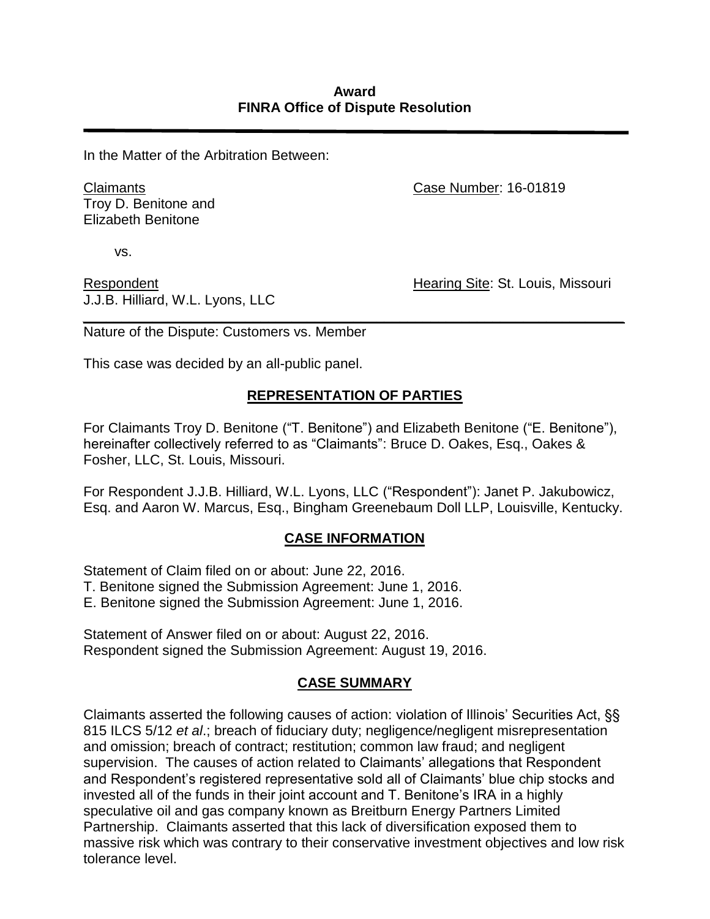**Award**
**FINRA Office of Dispute Resolution**

---

In the Matter of the Arbitration Between:

Claimants
Troy D. Benitone and
Elizabeth Benitone

Case Number: 16-01819

vs.

Respondent
J.J.B. Hilliard, W.L. Lyons, LLC

Hearing Site: St. Louis, Missouri

---

Nature of the Dispute: Customers vs. Member

This case was decided by an all-public panel.

## REPRESENTATION OF PARTIES

For Claimants Troy D. Benitone ("T. Benitone") and Elizabeth Benitone ("E. Benitone"), hereinafter collectively referred to as "Claimants": Bruce D. Oakes, Esq., Oakes & Fosher, LLC, St. Louis, Missouri.

For Respondent J.J.B. Hilliard, W.L. Lyons, LLC ("Respondent"): Janet P. Jakubowicz, Esq. and Aaron W. Marcus, Esq., Bingham Greenebaum Doll LLP, Louisville, Kentucky.

## CASE INFORMATION

Statement of Claim filed on or about: June 22, 2016.
T. Benitone signed the Submission Agreement: June 1, 2016.
E. Benitone signed the Submission Agreement: June 1, 2016.

Statement of Answer filed on or about: August 22, 2016.
Respondent signed the Submission Agreement: August 19, 2016.

## CASE SUMMARY

Claimants asserted the following causes of action: violation of Illinois' Securities Act, §§ 815 ILCS 5/12 *et al*.; breach of fiduciary duty; negligence/negligent misrepresentation and omission; breach of contract; restitution; common law fraud; and negligent supervision. The causes of action related to Claimants' allegations that Respondent and Respondent's registered representative sold all of Claimants' blue chip stocks and invested all of the funds in their joint account and T. Benitone's IRA in a highly speculative oil and gas company known as Breitburn Energy Partners Limited Partnership. Claimants asserted that this lack of diversification exposed them to massive risk which was contrary to their conservative investment objectives and low risk tolerance level.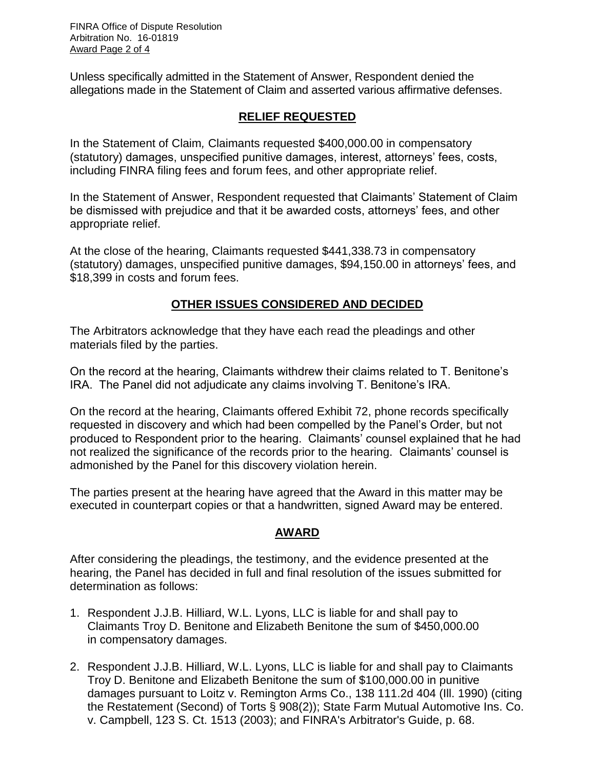Unless specifically admitted in the Statement of Answer, Respondent denied the allegations made in the Statement of Claim and asserted various affirmative defenses.

## RELIEF REQUESTED

In the Statement of Claim, Claimants requested $400,000.00 in compensatory (statutory) damages, unspecified punitive damages, interest, attorneys' fees, costs, including FINRA filing fees and forum fees, and other appropriate relief.

In the Statement of Answer, Respondent requested that Claimants' Statement of Claim be dismissed with prejudice and that it be awarded costs, attorneys' fees, and other appropriate relief.

At the close of the hearing, Claimants requested $441,338.73 in compensatory (statutory) damages, unspecified punitive damages, $94,150.00 in attorneys' fees, and $18,399 in costs and forum fees.

## OTHER ISSUES CONSIDERED AND DECIDED

The Arbitrators acknowledge that they have each read the pleadings and other materials filed by the parties.

On the record at the hearing, Claimants withdrew their claims related to T. Benitone's IRA. The Panel did not adjudicate any claims involving T. Benitone's IRA.

On the record at the hearing, Claimants offered Exhibit 72, phone records specifically requested in discovery and which had been compelled by the Panel's Order, but not produced to Respondent prior to the hearing. Claimants' counsel explained that he had not realized the significance of the records prior to the hearing. Claimants' counsel is admonished by the Panel for this discovery violation herein.

The parties present at the hearing have agreed that the Award in this matter may be executed in counterpart copies or that a handwritten, signed Award may be entered.

## AWARD

After considering the pleadings, the testimony, and the evidence presented at the hearing, the Panel has decided in full and final resolution of the issues submitted for determination as follows:

1. Respondent J.J.B. Hilliard, W.L. Lyons, LLC is liable for and shall pay to Claimants Troy D. Benitone and Elizabeth Benitone the sum of $450,000.00 in compensatory damages.

2. Respondent J.J.B. Hilliard, W.L. Lyons, LLC is liable for and shall pay to Claimants Troy D. Benitone and Elizabeth Benitone the sum of $100,000.00 in punitive damages pursuant to Loitz v. Remington Arms Co., 138 111.2d 404 (Ill. 1990) (citing the Restatement (Second) of Torts § 908(2)); State Farm Mutual Automotive Ins. Co. v. Campbell, 123 S. Ct. 1513 (2003); and FINRA's Arbitrator's Guide, p. 68.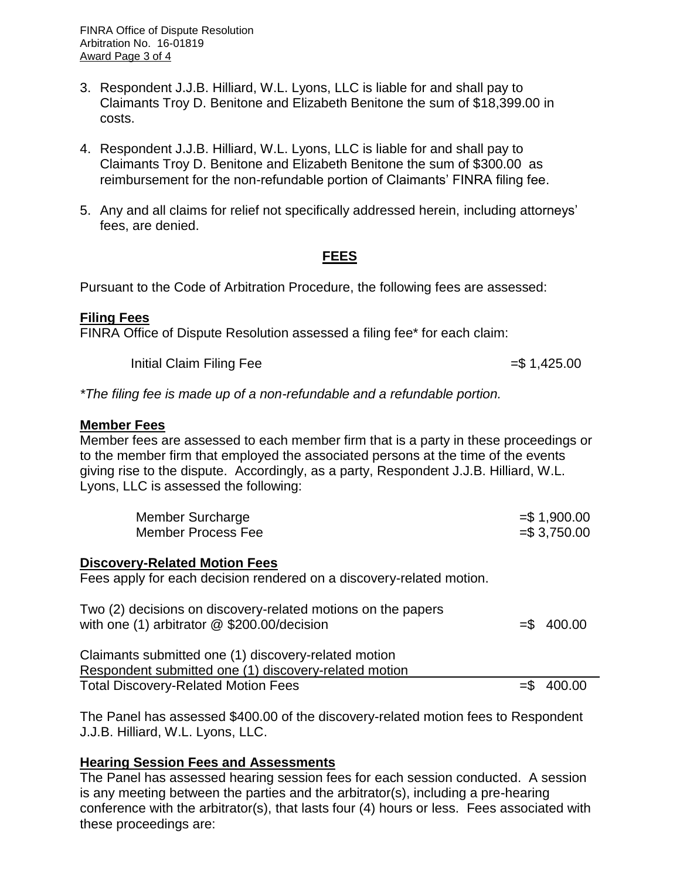3. Respondent J.J.B. Hilliard, W.L. Lyons, LLC is liable for and shall pay to Claimants Troy D. Benitone and Elizabeth Benitone the sum of $18,399.00 in costs.

4. Respondent J.J.B. Hilliard, W.L. Lyons, LLC is liable for and shall pay to Claimants Troy D. Benitone and Elizabeth Benitone the sum of $300.00 as reimbursement for the non-refundable portion of Claimants' FINRA filing fee.

5. Any and all claims for relief not specifically addressed herein, including attorneys' fees, are denied.

## FEES

Pursuant to the Code of Arbitration Procedure, the following fees are assessed:

**Filing Fees**

FINRA Office of Dispute Resolution assessed a filing fee* for each claim:

| | |
|---|---|
| Initial Claim Filing Fee | =$ 1,425.00 |

*\*The filing fee is made up of a non-refundable and a refundable portion.*

**Member Fees**

Member fees are assessed to each member firm that is a party in these proceedings or to the member firm that employed the associated persons at the time of the events giving rise to the dispute. Accordingly, as a party, Respondent J.J.B. Hilliard, W.L. Lyons, LLC is assessed the following:

| | |
|---|---|
| Member Surcharge | =$ 1,900.00 |
| Member Process Fee | =$ 3,750.00 |

**Discovery-Related Motion Fees**

Fees apply for each decision rendered on a discovery-related motion.

| | |
|---|---|
| Two (2) decisions on discovery-related motions on the papers with one (1) arbitrator @ $200.00/decision | =$ 400.00 |
| Claimants submitted one (1) discovery-related motion<br>Respondent submitted one (1) discovery-related motion | |
| Total Discovery-Related Motion Fees | =$ 400.00 |

The Panel has assessed $400.00 of the discovery-related motion fees to Respondent J.J.B. Hilliard, W.L. Lyons, LLC.

**Hearing Session Fees and Assessments**

The Panel has assessed hearing session fees for each session conducted. A session is any meeting between the parties and the arbitrator(s), including a pre-hearing conference with the arbitrator(s), that lasts four (4) hours or less. Fees associated with these proceedings are: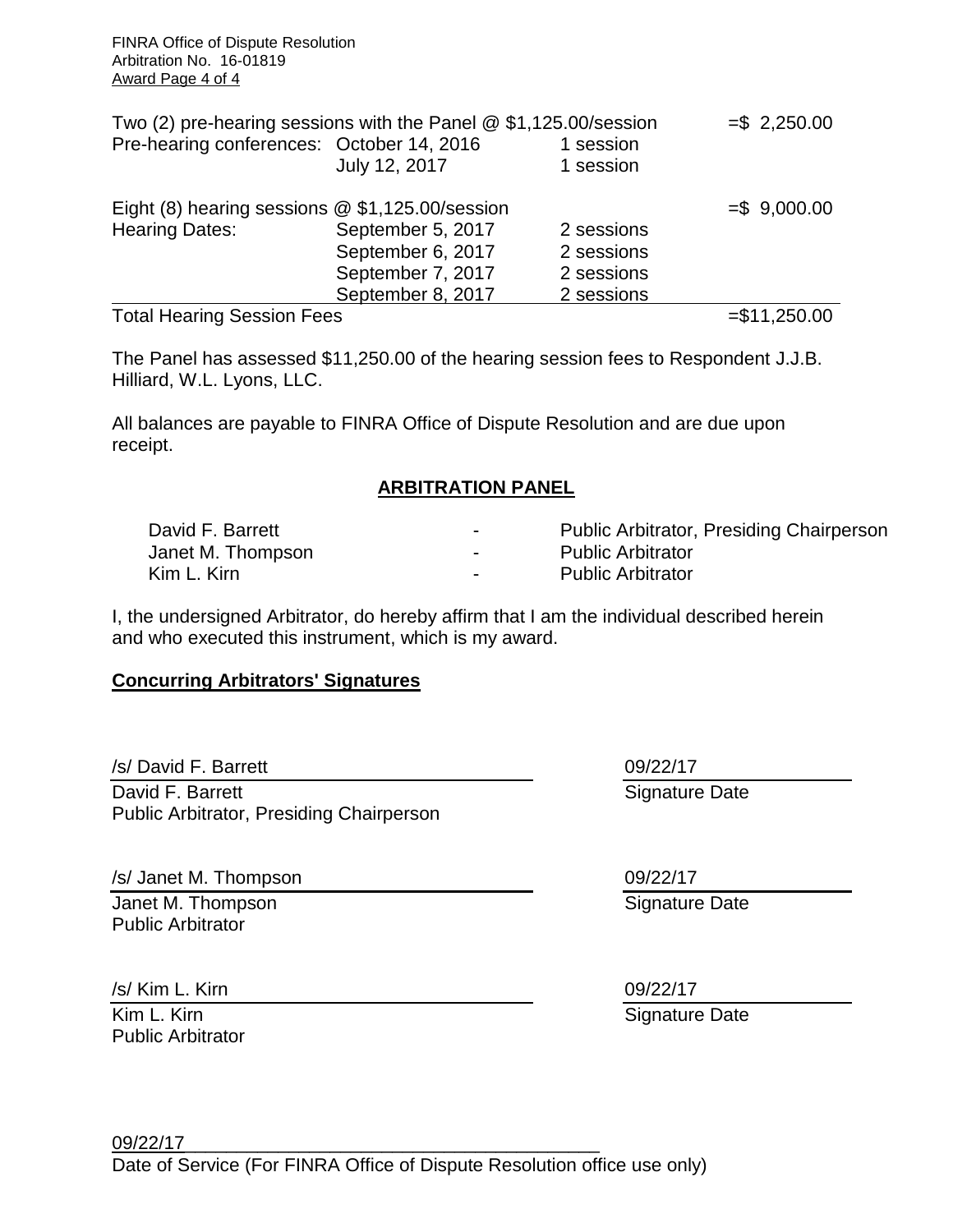| | | | |
|---|---|---|---|
| Two (2) pre-hearing sessions with the Panel @ $1,125.00/session | | | =$ 2,250.00 |
| Pre-hearing conferences: | October 14, 2016 | 1 session | |
| | July 12, 2017 | 1 session | |
| Eight (8) hearing sessions @ $1,125.00/session | | | =$ 9,000.00 |
| Hearing Dates: | September 5, 2017 | 2 sessions | |
| | September 6, 2017 | 2 sessions | |
| | September 7, 2017 | 2 sessions | |
| | September 8, 2017 | 2 sessions | |
| Total Hearing Session Fees | | | =$11,250.00 |

The Panel has assessed $11,250.00 of the hearing session fees to Respondent J.J.B. Hilliard, W.L. Lyons, LLC.

All balances are payable to FINRA Office of Dispute Resolution and are due upon receipt.

## ARBITRATION PANEL

| | | |
|---|---|---|
| David F. Barrett | - | Public Arbitrator, Presiding Chairperson |
| Janet M. Thompson | - | Public Arbitrator |
| Kim L. Kirn | - | Public Arbitrator |

I, the undersigned Arbitrator, do hereby affirm that I am the individual described herein and who executed this instrument, which is my award.

**Concurring Arbitrators' Signatures**

/s/ David F. Barrett — 09/22/17
David F. Barrett — Signature Date
Public Arbitrator, Presiding Chairperson

/s/ Janet M. Thompson — 09/22/17
Janet M. Thompson — Signature Date
Public Arbitrator

/s/ Kim L. Kirn — 09/22/17
Kim L. Kirn — Signature Date
Public Arbitrator

09/22/17
Date of Service (For FINRA Office of Dispute Resolution office use only)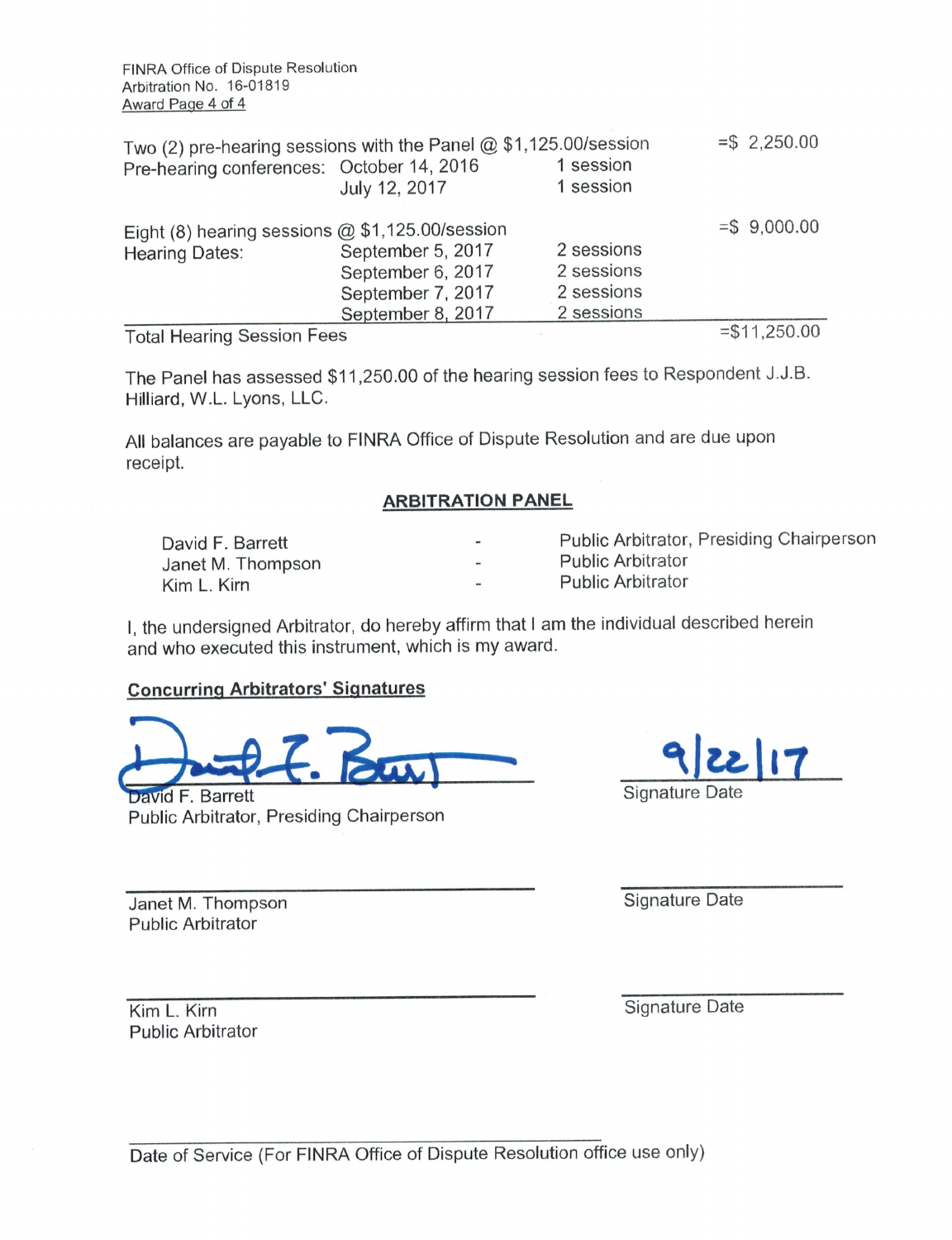FINRA Office of Dispute Resolution
Arbitration No. 16-01819
Award Page 4 of 4

| | | | |
|---|---|---|---|
| Two (2) pre-hearing sessions with the Panel @ $1,125.00/session | | | =$ 2,250.00 |
| Pre-hearing conferences: | October 14, 2016 | 1 session | |
| | July 12, 2017 | 1 session | |
| | | | |
| Eight (8) hearing sessions @ $1,125.00/session | | | =$ 9,000.00 |
| Hearing Dates: | September 5, 2017 | 2 sessions | |
| | September 6, 2017 | 2 sessions | |
| | September 7, 2017 | 2 sessions | |
| | September 8, 2017 | 2 sessions | |
| Total Hearing Session Fees | | | =$11,250.00 |

The Panel has assessed $11,250.00 of the hearing session fees to Respondent J.J.B. Hilliard, W.L. Lyons, LLC.

All balances are payable to FINRA Office of Dispute Resolution and are due upon receipt.

## ARBITRATION PANEL

| | | |
|---|---|---|
| David F. Barrett | - | Public Arbitrator, Presiding Chairperson |
| Janet M. Thompson | - | Public Arbitrator |
| Kim L. Kirn | - | Public Arbitrator |

I, the undersigned Arbitrator, do hereby affirm that I am the individual described herein and who executed this instrument, which is my award.

**Concurring Arbitrators' Signatures**

David F. Barrett (signature)
David F. Barrett
Public Arbitrator, Presiding Chairperson

9/22/17
Signature Date

_____________________________
Janet M. Thompson
Public Arbitrator

_____________________________
Signature Date

_____________________________
Kim L. Kirn
Public Arbitrator

_____________________________
Signature Date

_____________________________
Date of Service (For FINRA Office of Dispute Resolution office use only)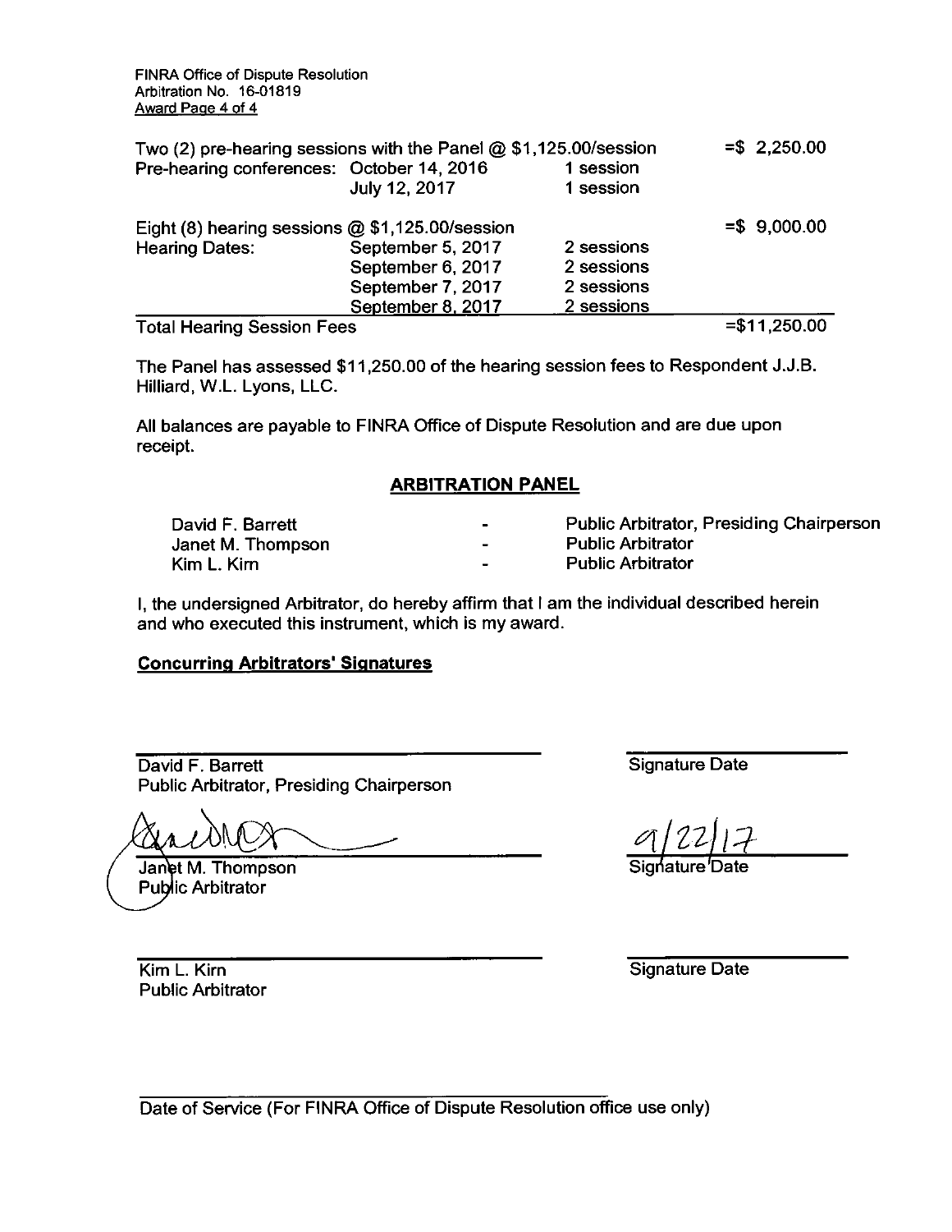| | | | |
|---|---|---|---|
| Two (2) pre-hearing sessions with the Panel @ $1,125.00/session | | | =$ 2,250.00 |
| Pre-hearing conferences: | October 14, 2016 | 1 session | |
| | July 12, 2017 | 1 session | |
| Eight (8) hearing sessions @ $1,125.00/session | | | =$ 9,000.00 |
| Hearing Dates: | September 5, 2017 | 2 sessions | |
| | September 6, 2017 | 2 sessions | |
| | September 7, 2017 | 2 sessions | |
| | September 8, 2017 | 2 sessions | |
| Total Hearing Session Fees | | | =$11,250.00 |

The Panel has assessed $11,250.00 of the hearing session fees to Respondent J.J.B. Hilliard, W.L. Lyons, LLC.

All balances are payable to FINRA Office of Dispute Resolution and are due upon receipt.

## ARBITRATION PANEL

| | | |
|---|---|---|
| David F. Barrett | - | Public Arbitrator, Presiding Chairperson |
| Janet M. Thompson | - | Public Arbitrator |
| Kim L. Kirn | - | Public Arbitrator |

I, the undersigned Arbitrator, do hereby affirm that I am the individual described herein and who executed this instrument, which is my award.

**Concurring Arbitrators' Signatures**

David F. Barrett
Public Arbitrator, Presiding Chairperson — Signature Date

Janet M. Thompson
Public Arbitrator — 9/22/17 Signature Date

Kim L. Kirn
Public Arbitrator — Signature Date

Date of Service (For FINRA Office of Dispute Resolution office use only)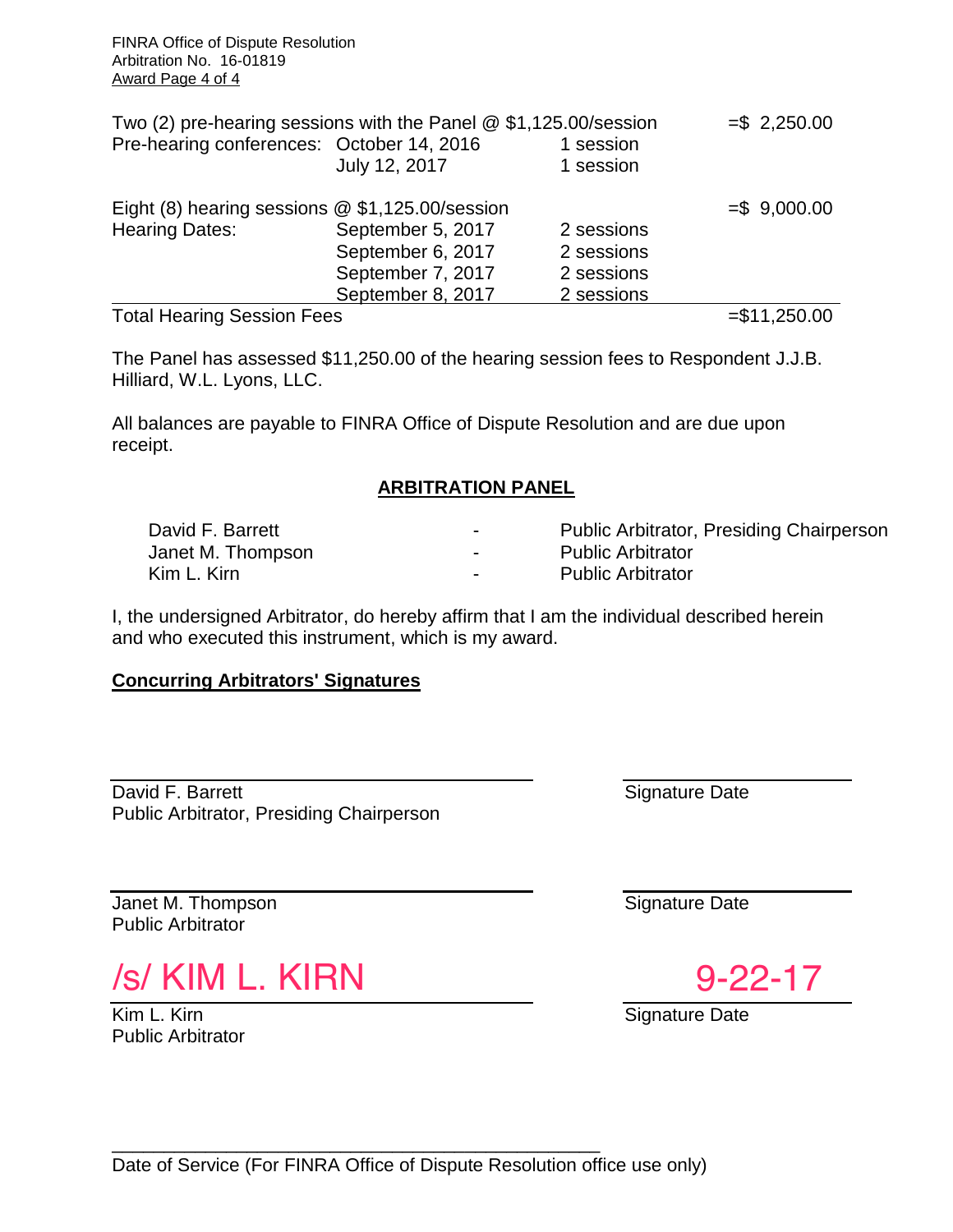| | | | |
|---|---|---|---|
| Two (2) pre-hearing sessions with the Panel @ $1,125.00/session | | | =$ 2,250.00 |
| Pre-hearing conferences: | October 14, 2016 | 1 session | |
| | July 12, 2017 | 1 session | |
| Eight (8) hearing sessions @ $1,125.00/session | | | =$ 9,000.00 |
| Hearing Dates: | September 5, 2017 | 2 sessions | |
| | September 6, 2017 | 2 sessions | |
| | September 7, 2017 | 2 sessions | |
| | September 8, 2017 | 2 sessions | |
| Total Hearing Session Fees | | | =$11,250.00 |

The Panel has assessed $11,250.00 of the hearing session fees to Respondent J.J.B. Hilliard, W.L. Lyons, LLC.

All balances are payable to FINRA Office of Dispute Resolution and are due upon receipt.

## ARBITRATION PANEL

| | | |
|---|---|---|
| David F. Barrett | - | Public Arbitrator, Presiding Chairperson |
| Janet M. Thompson | - | Public Arbitrator |
| Kim L. Kirn | - | Public Arbitrator |

I, the undersigned Arbitrator, do hereby affirm that I am the individual described herein and who executed this instrument, which is my award.

**Concurring Arbitrators' Signatures**

\_\_\_\_\_\_\_\_\_\_\_\_\_\_\_\_\_\_\_\_\_\_\_\_\_\_\_\_\_\_ \_\_\_\_\_\_\_\_\_\_\_\_\_\_\_\_
David F. Barrett — Signature Date
Public Arbitrator, Presiding Chairperson

\_\_\_\_\_\_\_\_\_\_\_\_\_\_\_\_\_\_\_\_\_\_\_\_\_\_\_\_\_\_ \_\_\_\_\_\_\_\_\_\_\_\_\_\_\_\_
Janet M. Thompson — Signature Date
Public Arbitrator

/s/ KIM L. KIRN — 9-22-17
Kim L. Kirn — Signature Date
Public Arbitrator

\_\_\_\_\_\_\_\_\_\_\_\_\_\_\_\_\_\_\_\_\_\_\_\_\_\_\_\_\_\_
Date of Service (For FINRA Office of Dispute Resolution office use only)